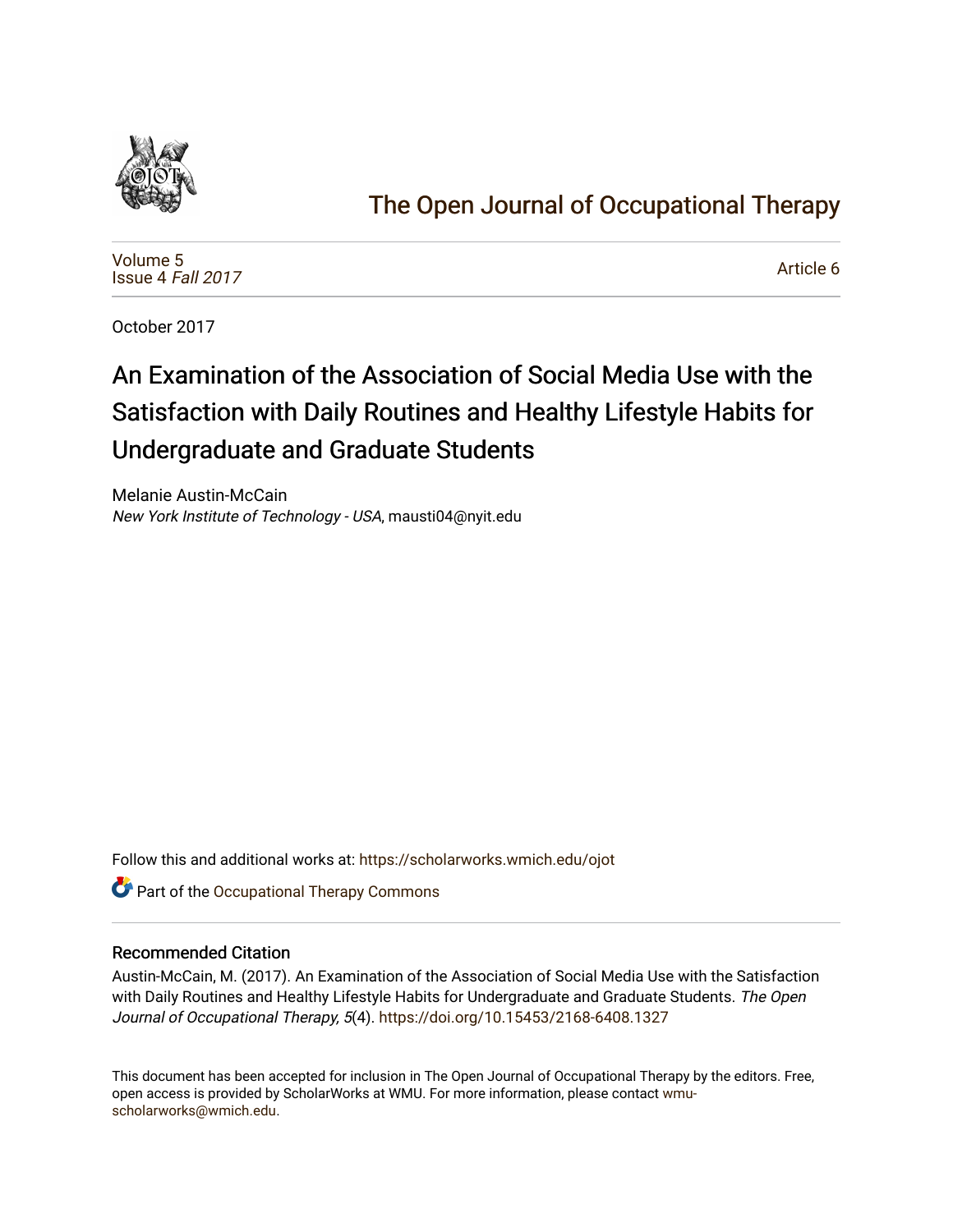# The Open Journal of Occupational Therapy

Volume 5
Issue 4 *Fall 2017*

Article 6

October 2017

## An Examination of the Association of Social Media Use with the Satisfaction with Daily Routines and Healthy Lifestyle Habits for Undergraduate and Graduate Students

Melanie Austin-McCain
*New York Institute of Technology - USA*, mausti04@nyit.edu

Follow this and additional works at: https://scholarworks.wmich.edu/ojot

Part of the Occupational Therapy Commons

### Recommended Citation

Austin-McCain, M. (2017). An Examination of the Association of Social Media Use with the Satisfaction with Daily Routines and Healthy Lifestyle Habits for Undergraduate and Graduate Students. *The Open Journal of Occupational Therapy, 5*(4). https://doi.org/10.15453/2168-6408.1327

This document has been accepted for inclusion in The Open Journal of Occupational Therapy by the editors. Free, open access is provided by ScholarWorks at WMU. For more information, please contact wmu-scholarworks@wmich.edu.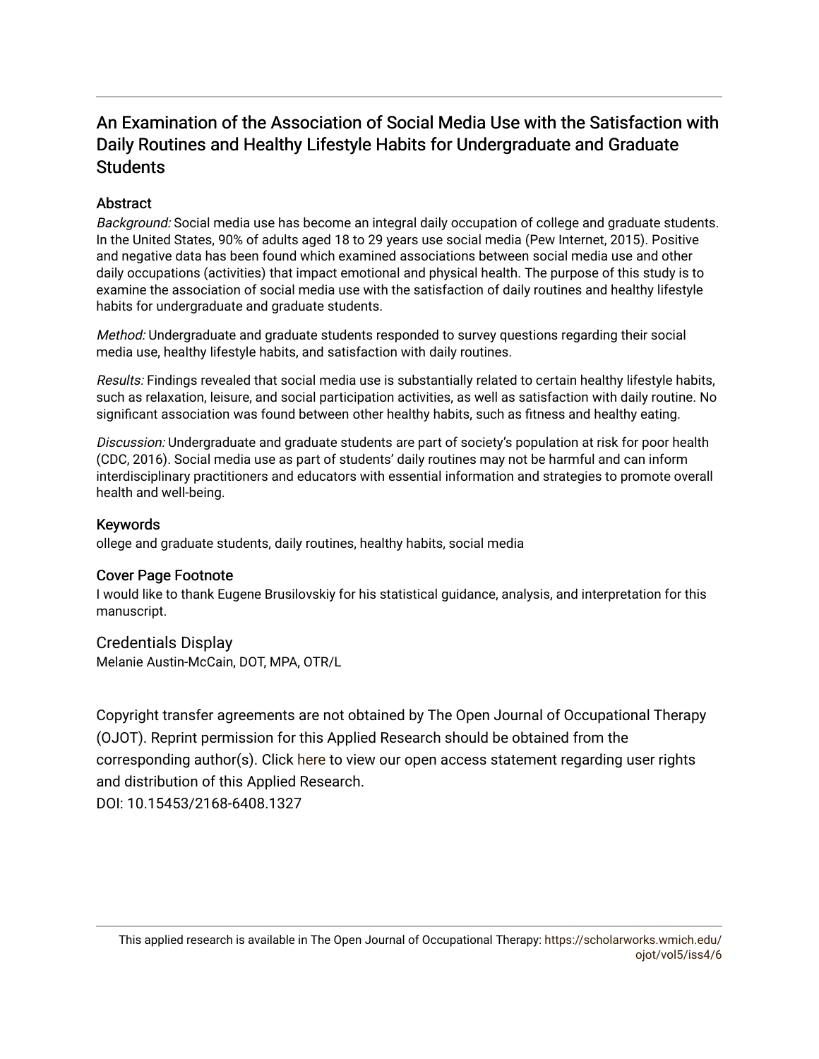# An Examination of the Association of Social Media Use with the Satisfaction with Daily Routines and Healthy Lifestyle Habits for Undergraduate and Graduate Students

## Abstract

*Background:* Social media use has become an integral daily occupation of college and graduate students. In the United States, 90% of adults aged 18 to 29 years use social media (Pew Internet, 2015). Positive and negative data has been found which examined associations between social media use and other daily occupations (activities) that impact emotional and physical health. The purpose of this study is to examine the association of social media use with the satisfaction of daily routines and healthy lifestyle habits for undergraduate and graduate students.

*Method:* Undergraduate and graduate students responded to survey questions regarding their social media use, healthy lifestyle habits, and satisfaction with daily routines.

*Results:* Findings revealed that social media use is substantially related to certain healthy lifestyle habits, such as relaxation, leisure, and social participation activities, as well as satisfaction with daily routine. No significant association was found between other healthy habits, such as fitness and healthy eating.

*Discussion:* Undergraduate and graduate students are part of society's population at risk for poor health (CDC, 2016). Social media use as part of students' daily routines may not be harmful and can inform interdisciplinary practitioners and educators with essential information and strategies to promote overall health and well-being.

## Keywords

ollege and graduate students, daily routines, healthy habits, social media

## Cover Page Footnote

I would like to thank Eugene Brusilovskiy for his statistical guidance, analysis, and interpretation for this manuscript.

## Credentials Display

Melanie Austin-McCain, DOT, MPA, OTR/L

Copyright transfer agreements are not obtained by The Open Journal of Occupational Therapy (OJOT). Reprint permission for this Applied Research should be obtained from the corresponding author(s). Click here to view our open access statement regarding user rights and distribution of this Applied Research.

DOI: 10.15453/2168-6408.1327

This applied research is available in The Open Journal of Occupational Therapy: https://scholarworks.wmich.edu/ojot/vol5/iss4/6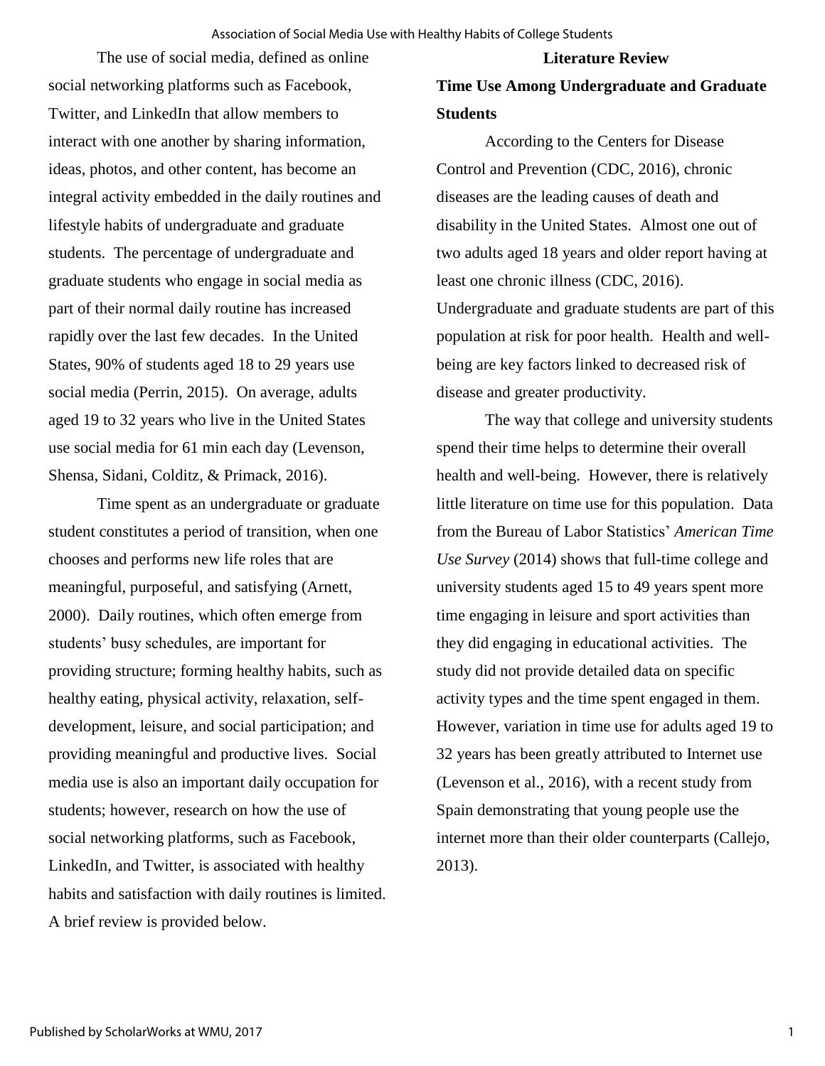The use of social media, defined as online social networking platforms such as Facebook, Twitter, and LinkedIn that allow members to interact with one another by sharing information, ideas, photos, and other content, has become an integral activity embedded in the daily routines and lifestyle habits of undergraduate and graduate students. The percentage of undergraduate and graduate students who engage in social media as part of their normal daily routine has increased rapidly over the last few decades. In the United States, 90% of students aged 18 to 29 years use social media (Perrin, 2015). On average, adults aged 19 to 32 years who live in the United States use social media for 61 min each day (Levenson, Shensa, Sidani, Colditz, & Primack, 2016).

Time spent as an undergraduate or graduate student constitutes a period of transition, when one chooses and performs new life roles that are meaningful, purposeful, and satisfying (Arnett, 2000). Daily routines, which often emerge from students' busy schedules, are important for providing structure; forming healthy habits, such as healthy eating, physical activity, relaxation, self-development, leisure, and social participation; and providing meaningful and productive lives. Social media use is also an important daily occupation for students; however, research on how the use of social networking platforms, such as Facebook, LinkedIn, and Twitter, is associated with healthy habits and satisfaction with daily routines is limited. A brief review is provided below.

## Literature Review

### Time Use Among Undergraduate and Graduate Students

According to the Centers for Disease Control and Prevention (CDC, 2016), chronic diseases are the leading causes of death and disability in the United States. Almost one out of two adults aged 18 years and older report having at least one chronic illness (CDC, 2016). Undergraduate and graduate students are part of this population at risk for poor health. Health and well-being are key factors linked to decreased risk of disease and greater productivity.

The way that college and university students spend their time helps to determine their overall health and well-being. However, there is relatively little literature on time use for this population. Data from the Bureau of Labor Statistics' *American Time Use Survey* (2014) shows that full-time college and university students aged 15 to 49 years spent more time engaging in leisure and sport activities than they did engaging in educational activities. The study did not provide detailed data on specific activity types and the time spent engaged in them. However, variation in time use for adults aged 19 to 32 years has been greatly attributed to Internet use (Levenson et al., 2016), with a recent study from Spain demonstrating that young people use the internet more than their older counterparts (Callejo, 2013).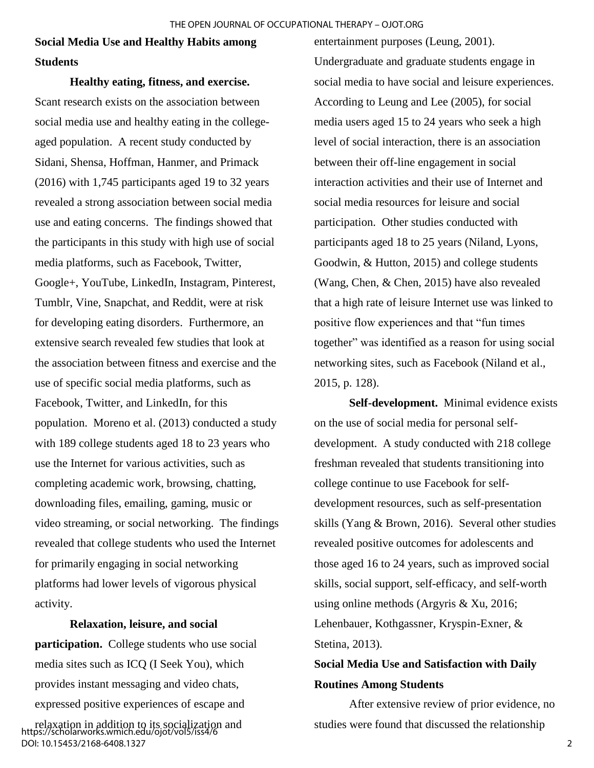## Social Media Use and Healthy Habits among Students

**Healthy eating, fitness, and exercise.** Scant research exists on the association between social media use and healthy eating in the college-aged population. A recent study conducted by Sidani, Shensa, Hoffman, Hanmer, and Primack (2016) with 1,745 participants aged 19 to 32 years revealed a strong association between social media use and eating concerns. The findings showed that the participants in this study with high use of social media platforms, such as Facebook, Twitter, Google+, YouTube, LinkedIn, Instagram, Pinterest, Tumblr, Vine, Snapchat, and Reddit, were at risk for developing eating disorders. Furthermore, an extensive search revealed few studies that look at the association between fitness and exercise and the use of specific social media platforms, such as Facebook, Twitter, and LinkedIn, for this population. Moreno et al. (2013) conducted a study with 189 college students aged 18 to 23 years who use the Internet for various activities, such as completing academic work, browsing, chatting, downloading files, emailing, gaming, music or video streaming, or social networking. The findings revealed that college students who used the Internet for primarily engaging in social networking platforms had lower levels of vigorous physical activity.

**Relaxation, leisure, and social participation.** College students who use social media sites such as ICQ (I Seek You), which provides instant messaging and video chats, expressed positive experiences of escape and relaxation in addition to its socialization and entertainment purposes (Leung, 2001). Undergraduate and graduate students engage in social media to have social and leisure experiences. According to Leung and Lee (2005), for social media users aged 15 to 24 years who seek a high level of social interaction, there is an association between their off-line engagement in social interaction activities and their use of Internet and social media resources for leisure and social participation. Other studies conducted with participants aged 18 to 25 years (Niland, Lyons, Goodwin, & Hutton, 2015) and college students (Wang, Chen, & Chen, 2015) have also revealed that a high rate of leisure Internet use was linked to positive flow experiences and that "fun times together" was identified as a reason for using social networking sites, such as Facebook (Niland et al., 2015, p. 128).

**Self-development.** Minimal evidence exists on the use of social media for personal self-development. A study conducted with 218 college freshman revealed that students transitioning into college continue to use Facebook for self-development resources, such as self-presentation skills (Yang & Brown, 2016). Several other studies revealed positive outcomes for adolescents and those aged 16 to 24 years, such as improved social skills, social support, self-efficacy, and self-worth using online methods (Argyris & Xu, 2016; Lehenbauer, Kothgassner, Kryspin-Exner, & Stetina, 2013).

## Social Media Use and Satisfaction with Daily Routines Among Students

After extensive review of prior evidence, no studies were found that discussed the relationship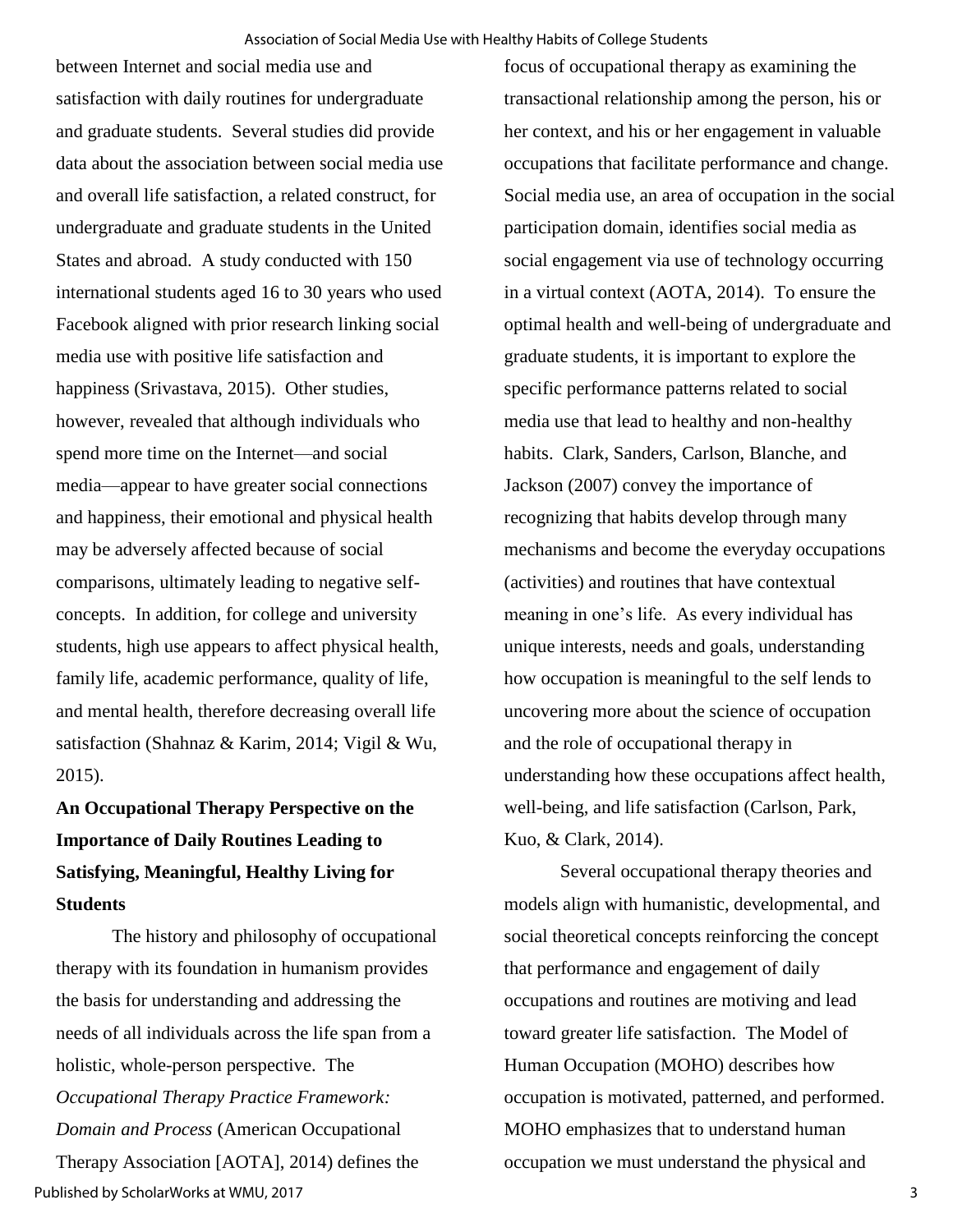between Internet and social media use and satisfaction with daily routines for undergraduate and graduate students. Several studies did provide data about the association between social media use and overall life satisfaction, a related construct, for undergraduate and graduate students in the United States and abroad. A study conducted with 150 international students aged 16 to 30 years who used Facebook aligned with prior research linking social media use with positive life satisfaction and happiness (Srivastava, 2015). Other studies, however, revealed that although individuals who spend more time on the Internet—and social media—appear to have greater social connections and happiness, their emotional and physical health may be adversely affected because of social comparisons, ultimately leading to negative self-concepts. In addition, for college and university students, high use appears to affect physical health, family life, academic performance, quality of life, and mental health, therefore decreasing overall life satisfaction (Shahnaz & Karim, 2014; Vigil & Wu, 2015).

## An Occupational Therapy Perspective on the Importance of Daily Routines Leading to Satisfying, Meaningful, Healthy Living for Students

The history and philosophy of occupational therapy with its foundation in humanism provides the basis for understanding and addressing the needs of all individuals across the life span from a holistic, whole-person perspective. The *Occupational Therapy Practice Framework: Domain and Process* (American Occupational Therapy Association [AOTA], 2014) defines the focus of occupational therapy as examining the transactional relationship among the person, his or her context, and his or her engagement in valuable occupations that facilitate performance and change. Social media use, an area of occupation in the social participation domain, identifies social media as social engagement via use of technology occurring in a virtual context (AOTA, 2014). To ensure the optimal health and well-being of undergraduate and graduate students, it is important to explore the specific performance patterns related to social media use that lead to healthy and non-healthy habits. Clark, Sanders, Carlson, Blanche, and Jackson (2007) convey the importance of recognizing that habits develop through many mechanisms and become the everyday occupations (activities) and routines that have contextual meaning in one's life. As every individual has unique interests, needs and goals, understanding how occupation is meaningful to the self lends to uncovering more about the science of occupation and the role of occupational therapy in understanding how these occupations affect health, well-being, and life satisfaction (Carlson, Park, Kuo, & Clark, 2014).

Several occupational therapy theories and models align with humanistic, developmental, and social theoretical concepts reinforcing the concept that performance and engagement of daily occupations and routines are motiving and lead toward greater life satisfaction. The Model of Human Occupation (MOHO) describes how occupation is motivated, patterned, and performed. MOHO emphasizes that to understand human occupation we must understand the physical and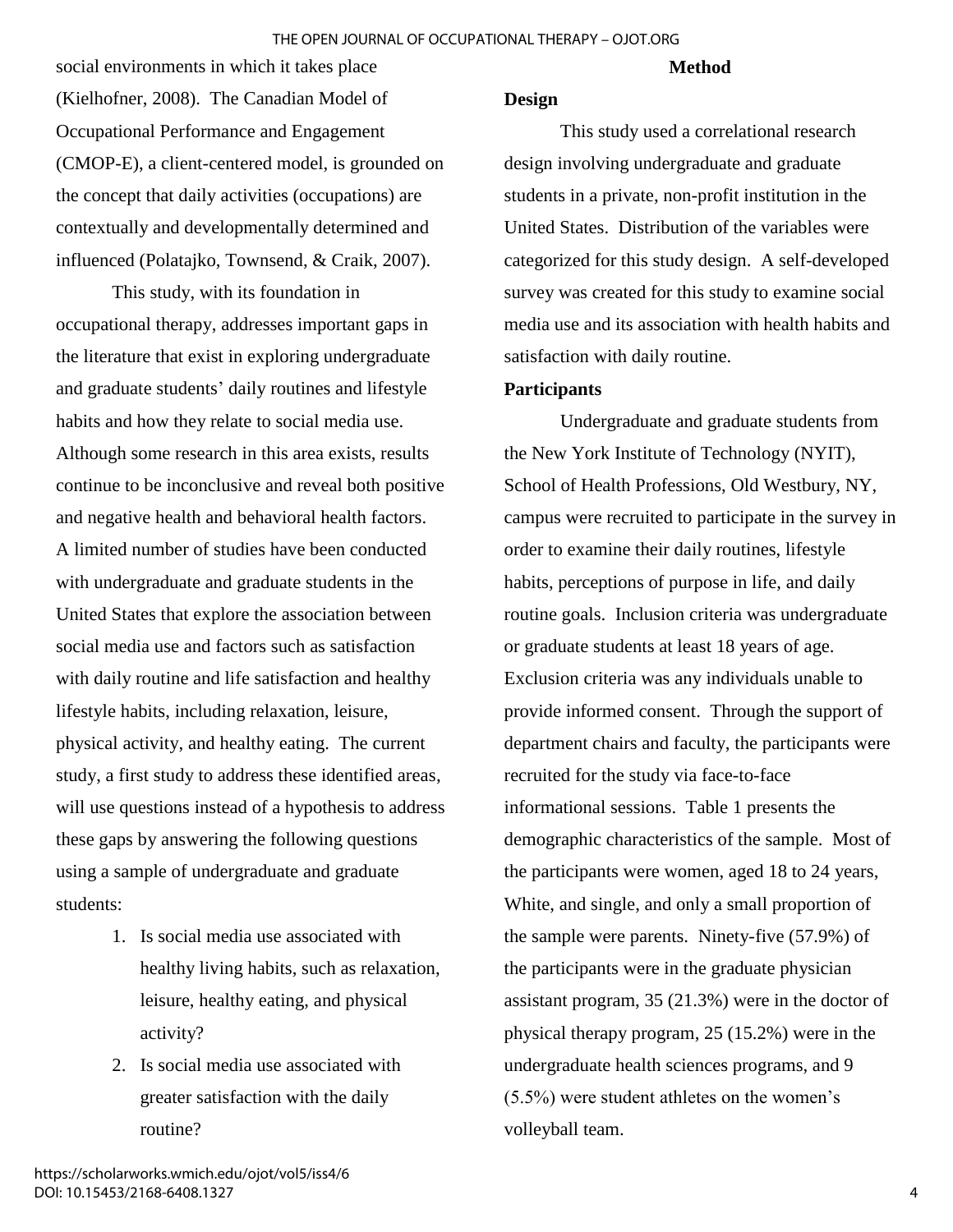social environments in which it takes place (Kielhofner, 2008). The Canadian Model of Occupational Performance and Engagement (CMOP-E), a client-centered model, is grounded on the concept that daily activities (occupations) are contextually and developmentally determined and influenced (Polatajko, Townsend, & Craik, 2007).

This study, with its foundation in occupational therapy, addresses important gaps in the literature that exist in exploring undergraduate and graduate students' daily routines and lifestyle habits and how they relate to social media use. Although some research in this area exists, results continue to be inconclusive and reveal both positive and negative health and behavioral health factors. A limited number of studies have been conducted with undergraduate and graduate students in the United States that explore the association between social media use and factors such as satisfaction with daily routine and life satisfaction and healthy lifestyle habits, including relaxation, leisure, physical activity, and healthy eating. The current study, a first study to address these identified areas, will use questions instead of a hypothesis to address these gaps by answering the following questions using a sample of undergraduate and graduate students:

1. Is social media use associated with healthy living habits, such as relaxation, leisure, healthy eating, and physical activity?
2. Is social media use associated with greater satisfaction with the daily routine?

## Method

### Design

This study used a correlational research design involving undergraduate and graduate students in a private, non-profit institution in the United States. Distribution of the variables were categorized for this study design. A self-developed survey was created for this study to examine social media use and its association with health habits and satisfaction with daily routine.

### Participants

Undergraduate and graduate students from the New York Institute of Technology (NYIT), School of Health Professions, Old Westbury, NY, campus were recruited to participate in the survey in order to examine their daily routines, lifestyle habits, perceptions of purpose in life, and daily routine goals. Inclusion criteria was undergraduate or graduate students at least 18 years of age. Exclusion criteria was any individuals unable to provide informed consent. Through the support of department chairs and faculty, the participants were recruited for the study via face-to-face informational sessions. Table 1 presents the demographic characteristics of the sample. Most of the participants were women, aged 18 to 24 years, White, and single, and only a small proportion of the sample were parents. Ninety-five (57.9%) of the participants were in the graduate physician assistant program, 35 (21.3%) were in the doctor of physical therapy program, 25 (15.2%) were in the undergraduate health sciences programs, and 9 (5.5%) were student athletes on the women's volleyball team.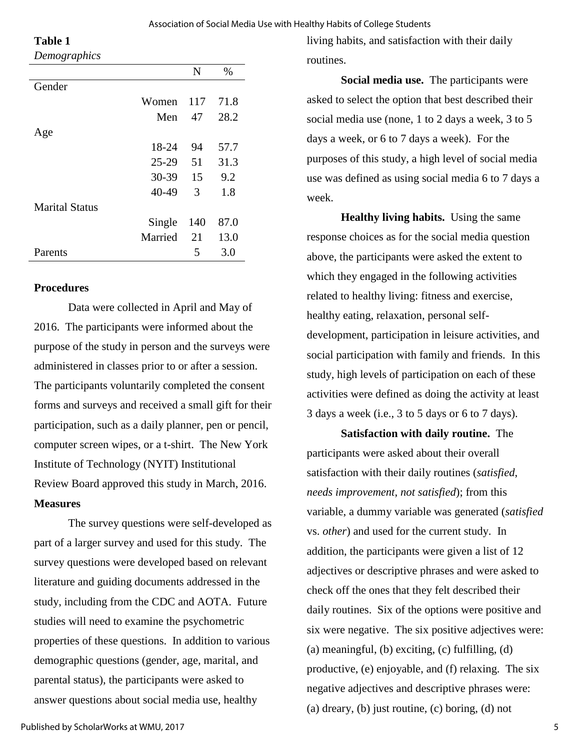**Table 1**

*Demographics*

| | | N | % |
|---|---|---|---|
| Gender | | | |
| | Women | 117 | 71.8 |
| | Men | 47 | 28.2 |
| Age | | | |
| | 18-24 | 94 | 57.7 |
| | 25-29 | 51 | 31.3 |
| | 30-39 | 15 | 9.2 |
| | 40-49 | 3 | 1.8 |
| Marital Status | | | |
| | Single | 140 | 87.0 |
| | Married | 21 | 13.0 |
| Parents | | 5 | 3.0 |

### Procedures

Data were collected in April and May of 2016. The participants were informed about the purpose of the study in person and the surveys were administered in classes prior to or after a session. The participants voluntarily completed the consent forms and surveys and received a small gift for their participation, such as a daily planner, pen or pencil, computer screen wipes, or a t-shirt. The New York Institute of Technology (NYIT) Institutional Review Board approved this study in March, 2016.

### Measures

The survey questions were self-developed as part of a larger survey and used for this study. The survey questions were developed based on relevant literature and guiding documents addressed in the study, including from the CDC and AOTA. Future studies will need to examine the psychometric properties of these questions. In addition to various demographic questions (gender, age, marital, and parental status), the participants were asked to answer questions about social media use, healthy living habits, and satisfaction with their daily routines.

**Social media use.** The participants were asked to select the option that best described their social media use (none, 1 to 2 days a week, 3 to 5 days a week, or 6 to 7 days a week). For the purposes of this study, a high level of social media use was defined as using social media 6 to 7 days a week.

**Healthy living habits.** Using the same response choices as for the social media question above, the participants were asked the extent to which they engaged in the following activities related to healthy living: fitness and exercise, healthy eating, relaxation, personal self-development, participation in leisure activities, and social participation with family and friends. In this study, high levels of participation on each of these activities were defined as doing the activity at least 3 days a week (i.e., 3 to 5 days or 6 to 7 days).

**Satisfaction with daily routine.** The participants were asked about their overall satisfaction with their daily routines (*satisfied*, *needs improvement*, *not satisfied*); from this variable, a dummy variable was generated (*satisfied* vs. *other*) and used for the current study. In addition, the participants were given a list of 12 adjectives or descriptive phrases and were asked to check off the ones that they felt described their daily routines. Six of the options were positive and six were negative. The six positive adjectives were: (a) meaningful, (b) exciting, (c) fulfilling, (d) productive, (e) enjoyable, and (f) relaxing. The six negative adjectives and descriptive phrases were: (a) dreary, (b) just routine, (c) boring, (d) not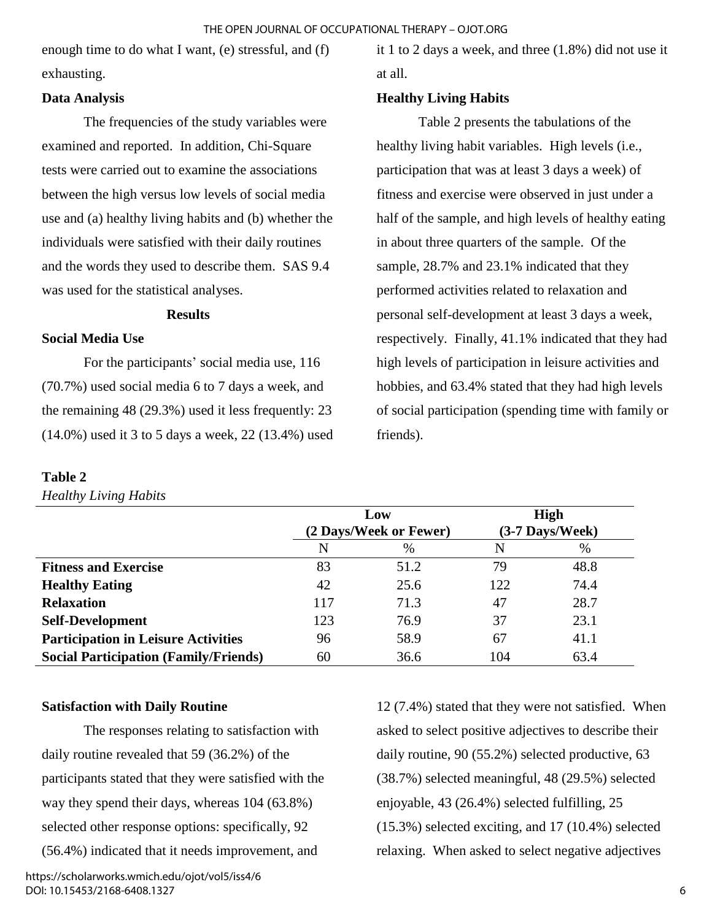enough time to do what I want, (e) stressful, and (f) exhausting.

### Data Analysis

The frequencies of the study variables were examined and reported. In addition, Chi-Square tests were carried out to examine the associations between the high versus low levels of social media use and (a) healthy living habits and (b) whether the individuals were satisfied with their daily routines and the words they used to describe them. SAS 9.4 was used for the statistical analyses.

## Results

### Social Media Use

For the participants' social media use, 116 (70.7%) used social media 6 to 7 days a week, and the remaining 48 (29.3%) used it less frequently: 23 (14.0%) used it 3 to 5 days a week, 22 (13.4%) used it 1 to 2 days a week, and three (1.8%) did not use it at all.

### Healthy Living Habits

Table 2 presents the tabulations of the healthy living habit variables. High levels (i.e., participation that was at least 3 days a week) of fitness and exercise were observed in just under a half of the sample, and high levels of healthy eating in about three quarters of the sample. Of the sample, 28.7% and 23.1% indicated that they performed activities related to relaxation and personal self-development at least 3 days a week, respectively. Finally, 41.1% indicated that they had high levels of participation in leisure activities and hobbies, and 63.4% stated that they had high levels of social participation (spending time with family or friends).

**Table 2**

*Healthy Living Habits*

| | Low (2 Days/Week or Fewer) | | High (3-7 Days/Week) | |
|---|---|---|---|---|
| | N | % | N | % |
| **Fitness and Exercise** | 83 | 51.2 | 79 | 48.8 |
| **Healthy Eating** | 42 | 25.6 | 122 | 74.4 |
| **Relaxation** | 117 | 71.3 | 47 | 28.7 |
| **Self-Development** | 123 | 76.9 | 37 | 23.1 |
| **Participation in Leisure Activities** | 96 | 58.9 | 67 | 41.1 |
| **Social Participation (Family/Friends)** | 60 | 36.6 | 104 | 63.4 |

### Satisfaction with Daily Routine

The responses relating to satisfaction with daily routine revealed that 59 (36.2%) of the participants stated that they were satisfied with the way they spend their days, whereas 104 (63.8%) selected other response options: specifically, 92 (56.4%) indicated that it needs improvement, and 12 (7.4%) stated that they were not satisfied. When asked to select positive adjectives to describe their daily routine, 90 (55.2%) selected productive, 63 (38.7%) selected meaningful, 48 (29.5%) selected enjoyable, 43 (26.4%) selected fulfilling, 25 (15.3%) selected exciting, and 17 (10.4%) selected relaxing. When asked to select negative adjectives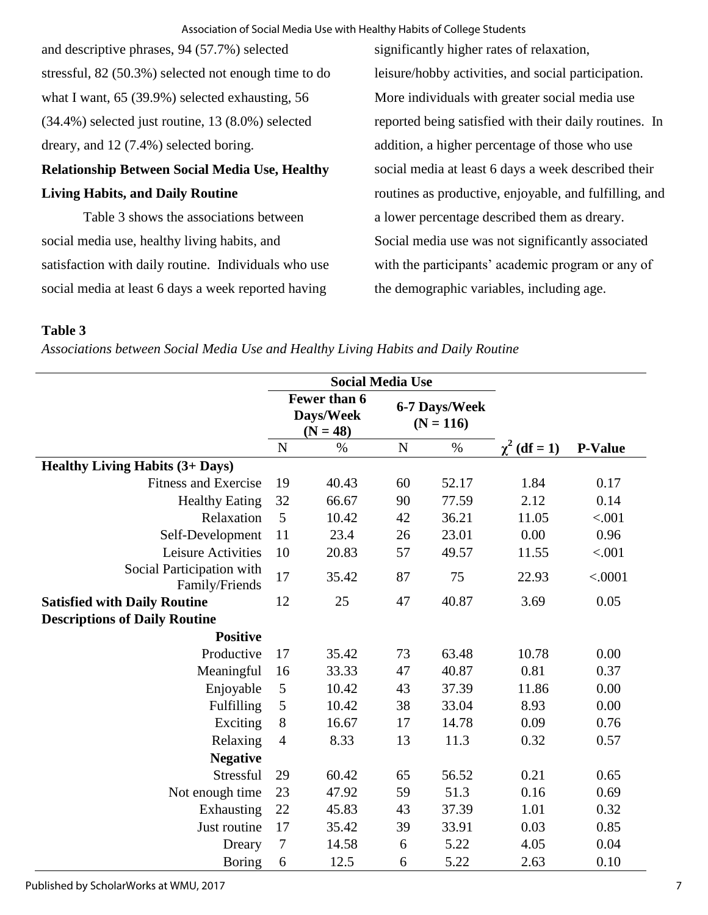and descriptive phrases, 94 (57.7%) selected stressful, 82 (50.3%) selected not enough time to do what I want, 65 (39.9%) selected exhausting, 56 (34.4%) selected just routine, 13 (8.0%) selected dreary, and 12 (7.4%) selected boring.

**Relationship Between Social Media Use, Healthy Living Habits, and Daily Routine**

Table 3 shows the associations between social media use, healthy living habits, and satisfaction with daily routine. Individuals who use social media at least 6 days a week reported having significantly higher rates of relaxation, leisure/hobby activities, and social participation. More individuals with greater social media use reported being satisfied with their daily routines. In addition, a higher percentage of those who use social media at least 6 days a week described their routines as productive, enjoyable, and fulfilling, and a lower percentage described them as dreary. Social media use was not significantly associated with the participants' academic program or any of the demographic variables, including age.

**Table 3**

*Associations between Social Media Use and Healthy Living Habits and Daily Routine*

| | Social Media Use | | | | | |
|---|---|---|---|---|---|---|
| | Fewer than 6 Days/Week (N = 48) | | 6-7 Days/Week (N = 116) | | | |
| | N | % | N | % | $\chi^2$ (df = 1) | P-Value |
| **Healthy Living Habits (3+ Days)** | | | | | | |
| Fitness and Exercise | 19 | 40.43 | 60 | 52.17 | 1.84 | 0.17 |
| Healthy Eating | 32 | 66.67 | 90 | 77.59 | 2.12 | 0.14 |
| Relaxation | 5 | 10.42 | 42 | 36.21 | 11.05 | <.001 |
| Self-Development | 11 | 23.4 | 26 | 23.01 | 0.00 | 0.96 |
| Leisure Activities | 10 | 20.83 | 57 | 49.57 | 11.55 | <.001 |
| Social Participation with Family/Friends | 17 | 35.42 | 87 | 75 | 22.93 | <.0001 |
| **Satisfied with Daily Routine** | 12 | 25 | 47 | 40.87 | 3.69 | 0.05 |
| **Descriptions of Daily Routine** | | | | | | |
| **Positive** | | | | | | |
| Productive | 17 | 35.42 | 73 | 63.48 | 10.78 | 0.00 |
| Meaningful | 16 | 33.33 | 47 | 40.87 | 0.81 | 0.37 |
| Enjoyable | 5 | 10.42 | 43 | 37.39 | 11.86 | 0.00 |
| Fulfilling | 5 | 10.42 | 38 | 33.04 | 8.93 | 0.00 |
| Exciting | 8 | 16.67 | 17 | 14.78 | 0.09 | 0.76 |
| Relaxing | 4 | 8.33 | 13 | 11.3 | 0.32 | 0.57 |
| **Negative** | | | | | | |
| Stressful | 29 | 60.42 | 65 | 56.52 | 0.21 | 0.65 |
| Not enough time | 23 | 47.92 | 59 | 51.3 | 0.16 | 0.69 |
| Exhausting | 22 | 45.83 | 43 | 37.39 | 1.01 | 0.32 |
| Just routine | 17 | 35.42 | 39 | 33.91 | 0.03 | 0.85 |
| Dreary | 7 | 14.58 | 6 | 5.22 | 4.05 | 0.04 |
| Boring | 6 | 12.5 | 6 | 5.22 | 2.63 | 0.10 |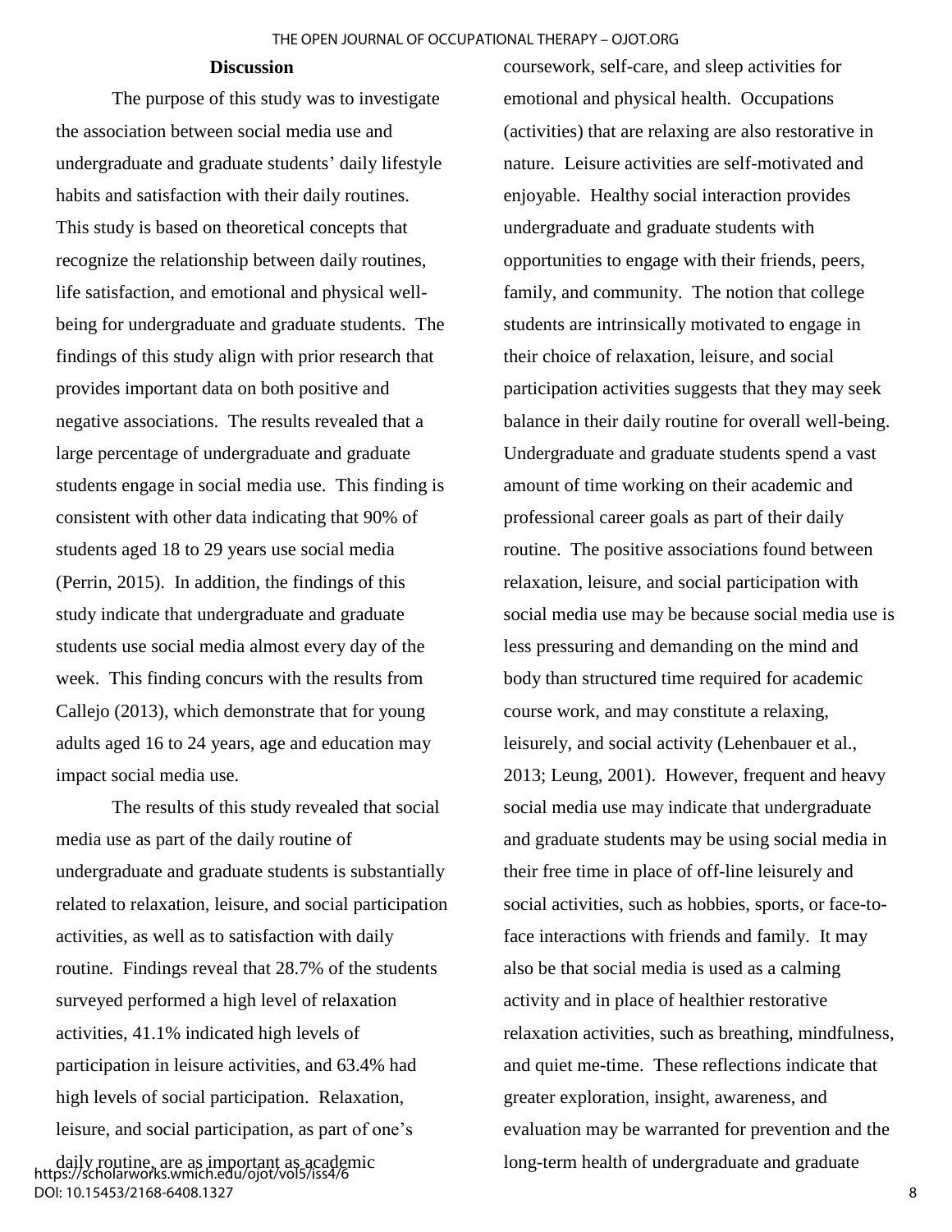## Discussion

The purpose of this study was to investigate the association between social media use and undergraduate and graduate students' daily lifestyle habits and satisfaction with their daily routines. This study is based on theoretical concepts that recognize the relationship between daily routines, life satisfaction, and emotional and physical well-being for undergraduate and graduate students. The findings of this study align with prior research that provides important data on both positive and negative associations. The results revealed that a large percentage of undergraduate and graduate students engage in social media use. This finding is consistent with other data indicating that 90% of students aged 18 to 29 years use social media (Perrin, 2015). In addition, the findings of this study indicate that undergraduate and graduate students use social media almost every day of the week. This finding concurs with the results from Callejo (2013), which demonstrate that for young adults aged 16 to 24 years, age and education may impact social media use.

The results of this study revealed that social media use as part of the daily routine of undergraduate and graduate students is substantially related to relaxation, leisure, and social participation activities, as well as to satisfaction with daily routine. Findings reveal that 28.7% of the students surveyed performed a high level of relaxation activities, 41.1% indicated high levels of participation in leisure activities, and 63.4% had high levels of social participation. Relaxation, leisure, and social participation, as part of one's daily routine, are as important as academic coursework, self-care, and sleep activities for emotional and physical health. Occupations (activities) that are relaxing are also restorative in nature. Leisure activities are self-motivated and enjoyable. Healthy social interaction provides undergraduate and graduate students with opportunities to engage with their friends, peers, family, and community. The notion that college students are intrinsically motivated to engage in their choice of relaxation, leisure, and social participation activities suggests that they may seek balance in their daily routine for overall well-being. Undergraduate and graduate students spend a vast amount of time working on their academic and professional career goals as part of their daily routine. The positive associations found between relaxation, leisure, and social participation with social media use may be because social media use is less pressuring and demanding on the mind and body than structured time required for academic course work, and may constitute a relaxing, leisurely, and social activity (Lehenbauer et al., 2013; Leung, 2001). However, frequent and heavy social media use may indicate that undergraduate and graduate students may be using social media in their free time in place of off-line leisurely and social activities, such as hobbies, sports, or face-to-face interactions with friends and family. It may also be that social media is used as a calming activity and in place of healthier restorative relaxation activities, such as breathing, mindfulness, and quiet me-time. These reflections indicate that greater exploration, insight, awareness, and evaluation may be warranted for prevention and the long-term health of undergraduate and graduate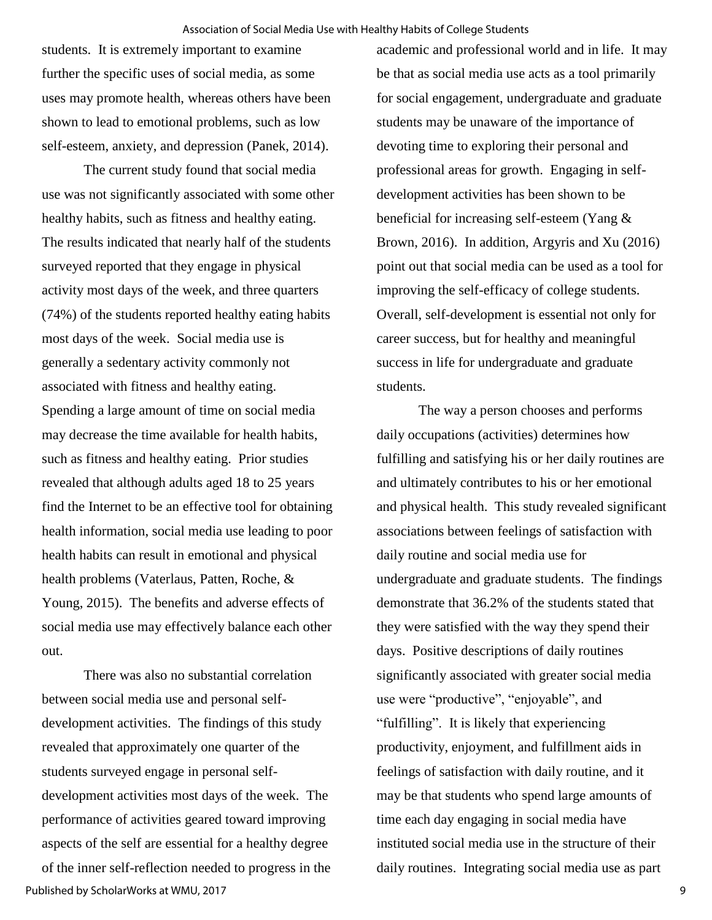students. It is extremely important to examine further the specific uses of social media, as some uses may promote health, whereas others have been shown to lead to emotional problems, such as low self-esteem, anxiety, and depression (Panek, 2014).

The current study found that social media use was not significantly associated with some other healthy habits, such as fitness and healthy eating. The results indicated that nearly half of the students surveyed reported that they engage in physical activity most days of the week, and three quarters (74%) of the students reported healthy eating habits most days of the week. Social media use is generally a sedentary activity commonly not associated with fitness and healthy eating. Spending a large amount of time on social media may decrease the time available for health habits, such as fitness and healthy eating. Prior studies revealed that although adults aged 18 to 25 years find the Internet to be an effective tool for obtaining health information, social media use leading to poor health habits can result in emotional and physical health problems (Vaterlaus, Patten, Roche, & Young, 2015). The benefits and adverse effects of social media use may effectively balance each other out.

There was also no substantial correlation between social media use and personal self-development activities. The findings of this study revealed that approximately one quarter of the students surveyed engage in personal self-development activities most days of the week. The performance of activities geared toward improving aspects of the self are essential for a healthy degree of the inner self-reflection needed to progress in the academic and professional world and in life. It may be that as social media use acts as a tool primarily for social engagement, undergraduate and graduate students may be unaware of the importance of devoting time to exploring their personal and professional areas for growth. Engaging in self-development activities has been shown to be beneficial for increasing self-esteem (Yang & Brown, 2016). In addition, Argyris and Xu (2016) point out that social media can be used as a tool for improving the self-efficacy of college students. Overall, self-development is essential not only for career success, but for healthy and meaningful success in life for undergraduate and graduate students.

The way a person chooses and performs daily occupations (activities) determines how fulfilling and satisfying his or her daily routines are and ultimately contributes to his or her emotional and physical health. This study revealed significant associations between feelings of satisfaction with daily routine and social media use for undergraduate and graduate students. The findings demonstrate that 36.2% of the students stated that they were satisfied with the way they spend their days. Positive descriptions of daily routines significantly associated with greater social media use were "productive", "enjoyable", and "fulfilling". It is likely that experiencing productivity, enjoyment, and fulfillment aids in feelings of satisfaction with daily routine, and it may be that students who spend large amounts of time each day engaging in social media have instituted social media use in the structure of their daily routines. Integrating social media use as part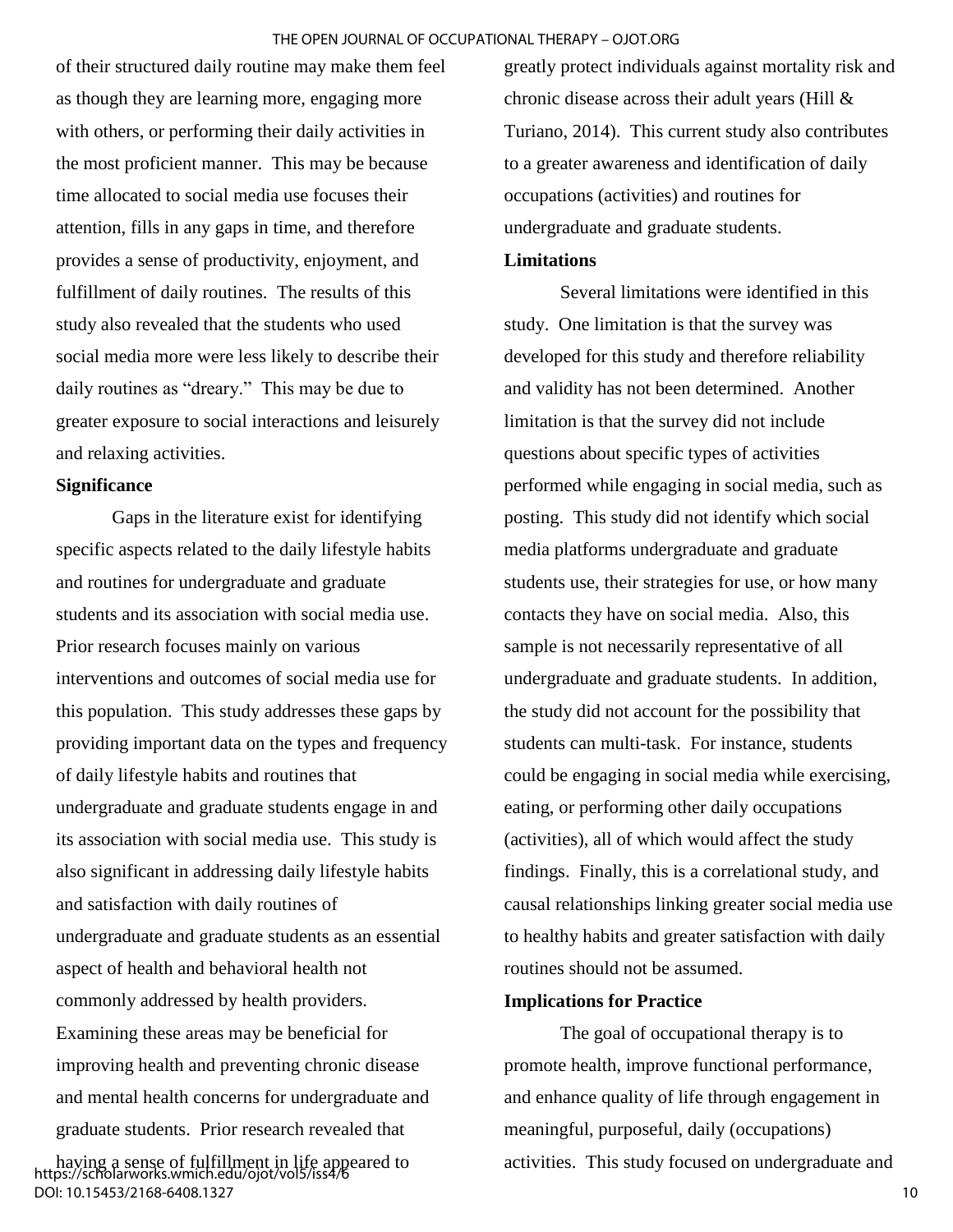of their structured daily routine may make them feel as though they are learning more, engaging more with others, or performing their daily activities in the most proficient manner. This may be because time allocated to social media use focuses their attention, fills in any gaps in time, and therefore provides a sense of productivity, enjoyment, and fulfillment of daily routines. The results of this study also revealed that the students who used social media more were less likely to describe their daily routines as "dreary." This may be due to greater exposure to social interactions and leisurely and relaxing activities.

### Significance

Gaps in the literature exist for identifying specific aspects related to the daily lifestyle habits and routines for undergraduate and graduate students and its association with social media use. Prior research focuses mainly on various interventions and outcomes of social media use for this population. This study addresses these gaps by providing important data on the types and frequency of daily lifestyle habits and routines that undergraduate and graduate students engage in and its association with social media use. This study is also significant in addressing daily lifestyle habits and satisfaction with daily routines of undergraduate and graduate students as an essential aspect of health and behavioral health not commonly addressed by health providers. Examining these areas may be beneficial for improving health and preventing chronic disease and mental health concerns for undergraduate and graduate students. Prior research revealed that having a sense of fulfillment in life appeared to greatly protect individuals against mortality risk and chronic disease across their adult years (Hill & Turiano, 2014). This current study also contributes to a greater awareness and identification of daily occupations (activities) and routines for undergraduate and graduate students.

### Limitations

Several limitations were identified in this study. One limitation is that the survey was developed for this study and therefore reliability and validity has not been determined. Another limitation is that the survey did not include questions about specific types of activities performed while engaging in social media, such as posting. This study did not identify which social media platforms undergraduate and graduate students use, their strategies for use, or how many contacts they have on social media. Also, this sample is not necessarily representative of all undergraduate and graduate students. In addition, the study did not account for the possibility that students can multi-task. For instance, students could be engaging in social media while exercising, eating, or performing other daily occupations (activities), all of which would affect the study findings. Finally, this is a correlational study, and causal relationships linking greater social media use to healthy habits and greater satisfaction with daily routines should not be assumed.

### Implications for Practice

The goal of occupational therapy is to promote health, improve functional performance, and enhance quality of life through engagement in meaningful, purposeful, daily (occupations) activities. This study focused on undergraduate and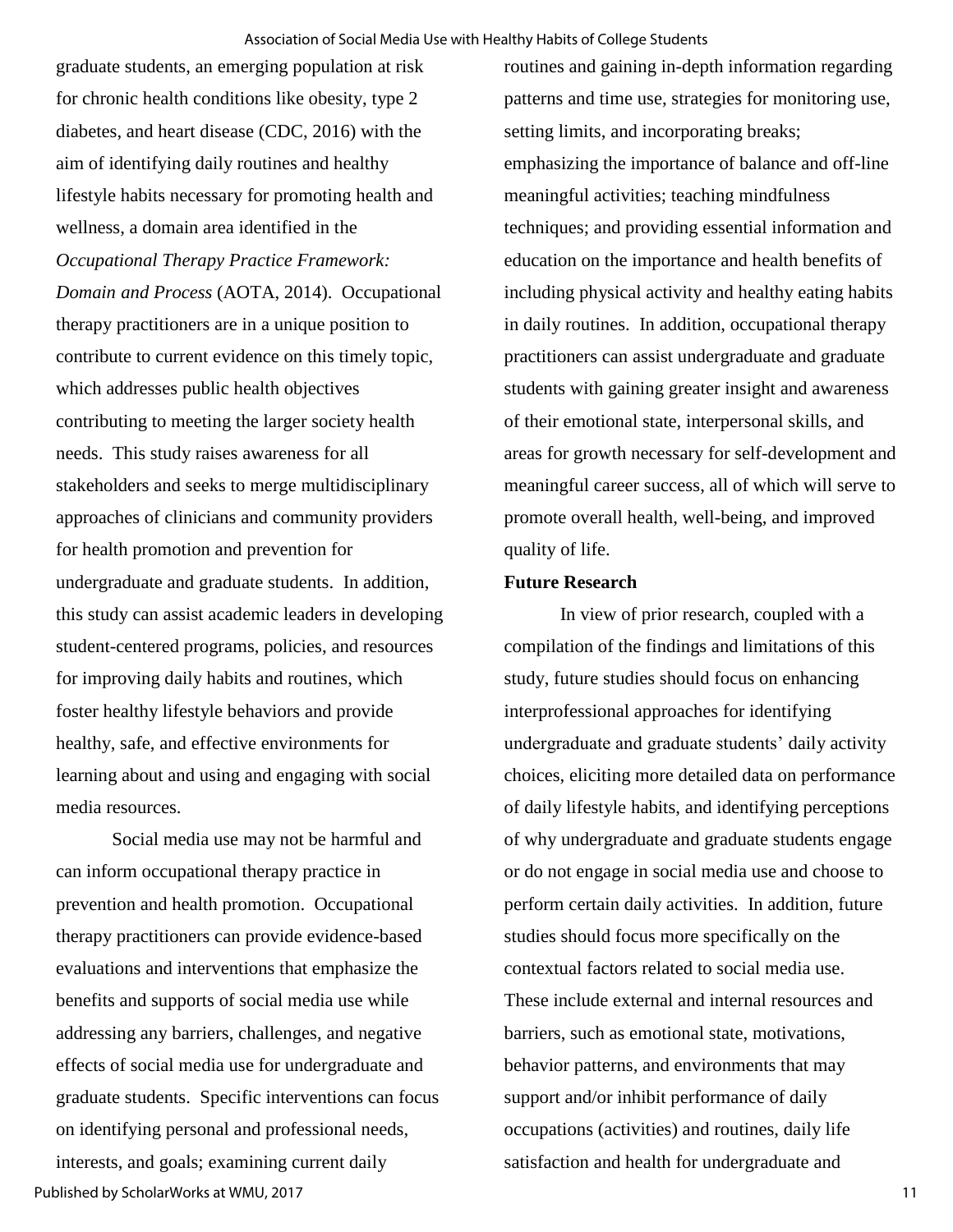graduate students, an emerging population at risk for chronic health conditions like obesity, type 2 diabetes, and heart disease (CDC, 2016) with the aim of identifying daily routines and healthy lifestyle habits necessary for promoting health and wellness, a domain area identified in the *Occupational Therapy Practice Framework: Domain and Process* (AOTA, 2014). Occupational therapy practitioners are in a unique position to contribute to current evidence on this timely topic, which addresses public health objectives contributing to meeting the larger society health needs. This study raises awareness for all stakeholders and seeks to merge multidisciplinary approaches of clinicians and community providers for health promotion and prevention for undergraduate and graduate students. In addition, this study can assist academic leaders in developing student-centered programs, policies, and resources for improving daily habits and routines, which foster healthy lifestyle behaviors and provide healthy, safe, and effective environments for learning about and using and engaging with social media resources.

Social media use may not be harmful and can inform occupational therapy practice in prevention and health promotion. Occupational therapy practitioners can provide evidence-based evaluations and interventions that emphasize the benefits and supports of social media use while addressing any barriers, challenges, and negative effects of social media use for undergraduate and graduate students. Specific interventions can focus on identifying personal and professional needs, interests, and goals; examining current daily routines and gaining in-depth information regarding patterns and time use, strategies for monitoring use, setting limits, and incorporating breaks; emphasizing the importance of balance and off-line meaningful activities; teaching mindfulness techniques; and providing essential information and education on the importance and health benefits of including physical activity and healthy eating habits in daily routines. In addition, occupational therapy practitioners can assist undergraduate and graduate students with gaining greater insight and awareness of their emotional state, interpersonal skills, and areas for growth necessary for self-development and meaningful career success, all of which will serve to promote overall health, well-being, and improved quality of life.

**Future Research**

In view of prior research, coupled with a compilation of the findings and limitations of this study, future studies should focus on enhancing interprofessional approaches for identifying undergraduate and graduate students' daily activity choices, eliciting more detailed data on performance of daily lifestyle habits, and identifying perceptions of why undergraduate and graduate students engage or do not engage in social media use and choose to perform certain daily activities. In addition, future studies should focus more specifically on the contextual factors related to social media use. These include external and internal resources and barriers, such as emotional state, motivations, behavior patterns, and environments that may support and/or inhibit performance of daily occupations (activities) and routines, daily life satisfaction and health for undergraduate and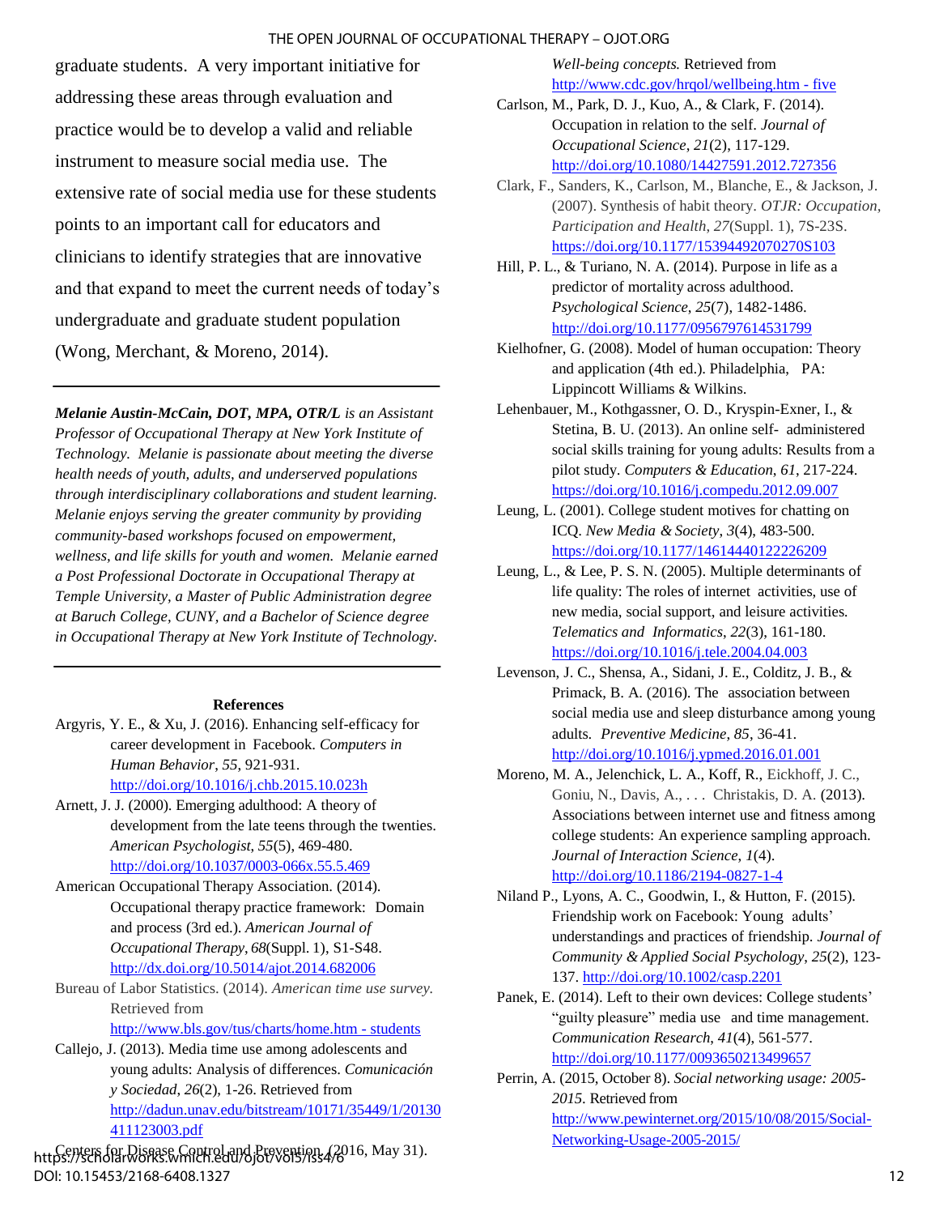graduate students. A very important initiative for addressing these areas through evaluation and practice would be to develop a valid and reliable instrument to measure social media use. The extensive rate of social media use for these students points to an important call for educators and clinicians to identify strategies that are innovative and that expand to meet the current needs of today's undergraduate and graduate student population (Wong, Merchant, & Moreno, 2014).

---

***Melanie Austin-McCain, DOT, MPA, OTR/L** is an Assistant Professor of Occupational Therapy at New York Institute of Technology. Melanie is passionate about meeting the diverse health needs of youth, adults, and underserved populations through interdisciplinary collaborations and student learning. Melanie enjoys serving the greater community by providing community-based workshops focused on empowerment, wellness, and life skills for youth and women. Melanie earned a Post Professional Doctorate in Occupational Therapy at Temple University, a Master of Public Administration degree at Baruch College, CUNY, and a Bachelor of Science degree in Occupational Therapy at New York Institute of Technology.*

---

## References

Argyris, Y. E., & Xu, J. (2016). Enhancing self-efficacy for career development in Facebook. *Computers in Human Behavior, 55,* 921-931. http://doi.org/10.1016/j.chb.2015.10.023h

Arnett, J. J. (2000). Emerging adulthood: A theory of development from the late teens through the twenties. *American Psychologist, 55*(5), 469-480. http://doi.org/10.1037/0003-066x.55.5.469

American Occupational Therapy Association. (2014). Occupational therapy practice framework: Domain and process (3rd ed.). *American Journal of Occupational Therapy, 68*(Suppl. 1), S1-S48. http://dx.doi.org/10.5014/ajot.2014.682006

Bureau of Labor Statistics. (2014). *American time use survey.* Retrieved from http://www.bls.gov/tus/charts/home.htm - students

Callejo, J. (2013). Media time use among adolescents and young adults: Analysis of differences. *Comunicación y Sociedad, 26*(2), 1-26. Retrieved from http://dadun.unav.edu/bitstream/10171/35449/1/20130411123003.pdf

Centers for Disease Control and Prevention. (2016, May 31). *Well-being concepts.* Retrieved from http://www.cdc.gov/hrqol/wellbeing.htm - five

Carlson, M., Park, D. J., Kuo, A., & Clark, F. (2014). Occupation in relation to the self. *Journal of Occupational Science, 21*(2), 117-129. http://doi.org/10.1080/14427591.2012.727356

Clark, F., Sanders, K., Carlson, M., Blanche, E., & Jackson, J. (2007). Synthesis of habit theory. *OTJR: Occupation, Participation and Health, 27*(Suppl. 1), 7S-23S. https://doi.org/10.1177/15394492070270S103

Hill, P. L., & Turiano, N. A. (2014). Purpose in life as a predictor of mortality across adulthood. *Psychological Science, 25*(7), 1482-1486. http://doi.org/10.1177/0956797614531799

Kielhofner, G. (2008). Model of human occupation: Theory and application (4th ed.). Philadelphia, PA: Lippincott Williams & Wilkins.

Lehenbauer, M., Kothgassner, O. D., Kryspin-Exner, I., & Stetina, B. U. (2013). An online self- administered social skills training for young adults: Results from a pilot study. *Computers & Education, 61*, 217-224. https://doi.org/10.1016/j.compedu.2012.09.007

Leung, L. (2001). College student motives for chatting on ICQ. *New Media & Society, 3*(4), 483-500. https://doi.org/10.1177/14614440122226209

Leung, L., & Lee, P. S. N. (2005). Multiple determinants of life quality: The roles of internet activities, use of new media, social support, and leisure activities. *Telematics and Informatics, 22*(3), 161-180. https://doi.org/10.1016/j.tele.2004.04.003

Levenson, J. C., Shensa, A., Sidani, J. E., Colditz, J. B., & Primack, B. A. (2016). The association between social media use and sleep disturbance among young adults. *Preventive Medicine, 85*, 36-41. http://doi.org/10.1016/j.ypmed.2016.01.001

Moreno, M. A., Jelenchick, L. A., Koff, R., Eickhoff, J. C., Goniu, N., Davis, A., . . . Christakis, D. A. (2013). Associations between internet use and fitness among college students: An experience sampling approach. *Journal of Interaction Science, 1*(4). http://doi.org/10.1186/2194-0827-1-4

Niland P., Lyons, A. C., Goodwin, I., & Hutton, F. (2015). Friendship work on Facebook: Young adults' understandings and practices of friendship. *Journal of Community & Applied Social Psychology, 25*(2), 123-137. http://doi.org/10.1002/casp.2201

Panek, E. (2014). Left to their own devices: College students' "guilty pleasure" media use and time management. *Communication Research, 41*(4), 561-577. http://doi.org/10.1177/0093650213499657

Perrin, A. (2015, October 8). *Social networking usage: 2005-2015.* Retrieved from http://www.pewinternet.org/2015/10/08/2015/Social-Networking-Usage-2005-2015/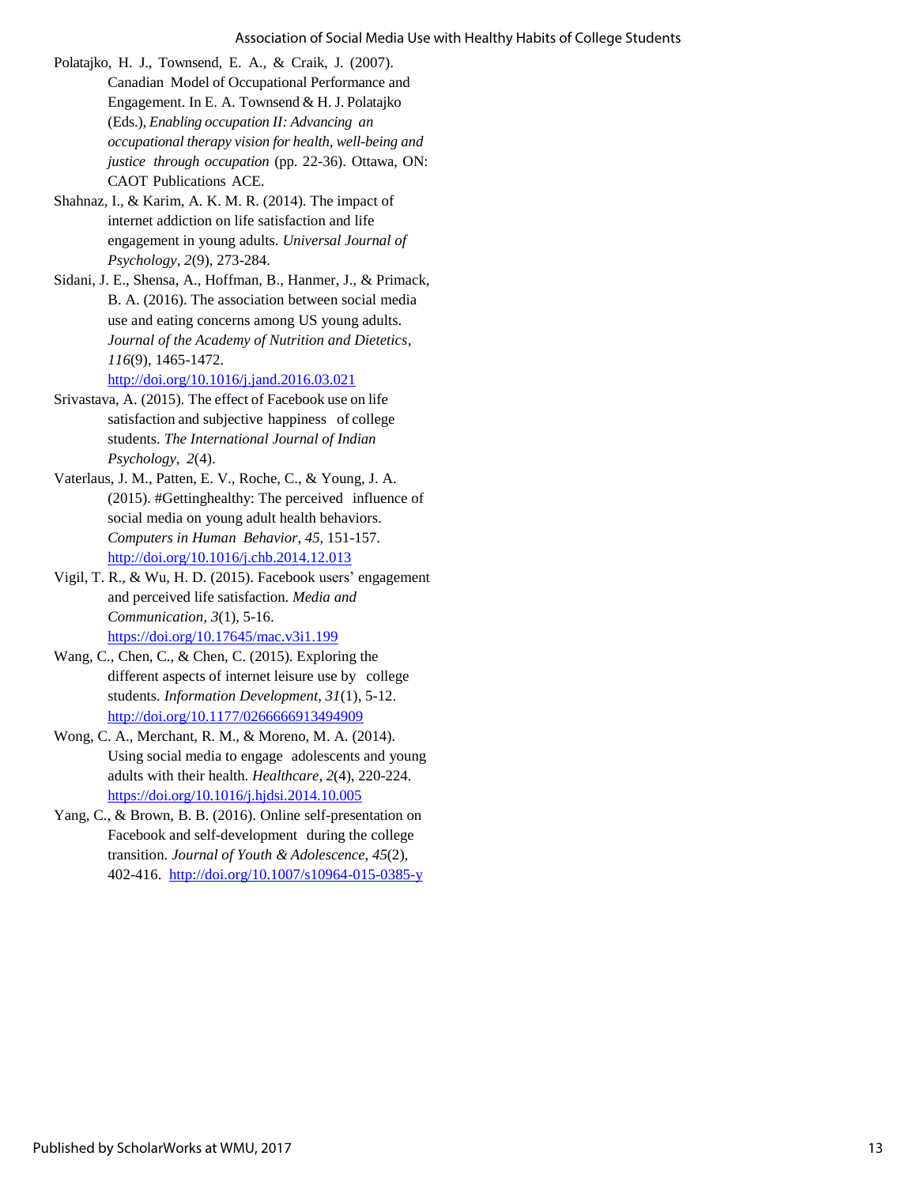Polatajko, H. J., Townsend, E. A., & Craik, J. (2007). Canadian Model of Occupational Performance and Engagement. In E. A. Townsend & H. J. Polatajko (Eds.), *Enabling occupation II: Advancing an occupational therapy vision for health, well-being and justice through occupation* (pp. 22-36). Ottawa, ON: CAOT Publications ACE.

Shahnaz, I., & Karim, A. K. M. R. (2014). The impact of internet addiction on life satisfaction and life engagement in young adults. *Universal Journal of Psychology*, *2*(9), 273-284.

Sidani, J. E., Shensa, A., Hoffman, B., Hanmer, J., & Primack, B. A. (2016). The association between social media use and eating concerns among US young adults. *Journal of the Academy of Nutrition and Dietetics*, *116*(9), 1465-1472. http://doi.org/10.1016/j.jand.2016.03.021

Srivastava, A. (2015). The effect of Facebook use on life satisfaction and subjective happiness of college students. *The International Journal of Indian Psychology*, *2*(4).

Vaterlaus, J. M., Patten, E. V., Roche, C., & Young, J. A. (2015). #Gettinghealthy: The perceived influence of social media on young adult health behaviors. *Computers in Human Behavior*, *45*, 151-157. http://doi.org/10.1016/j.chb.2014.12.013

Vigil, T. R., & Wu, H. D. (2015). Facebook users' engagement and perceived life satisfaction. *Media and Communication*, *3*(1), 5-16. https://doi.org/10.17645/mac.v3i1.199

Wang, C., Chen, C., & Chen, C. (2015). Exploring the different aspects of internet leisure use by college students. *Information Development*, *31*(1), 5-12. http://doi.org/10.1177/0266666913494909

Wong, C. A., Merchant, R. M., & Moreno, M. A. (2014). Using social media to engage adolescents and young adults with their health. *Healthcare*, *2*(4), 220-224. https://doi.org/10.1016/j.hjdsi.2014.10.005

Yang, C., & Brown, B. B. (2016). Online self-presentation on Facebook and self-development during the college transition. *Journal of Youth & Adolescence*, *45*(2), 402-416. http://doi.org/10.1007/s10964-015-0385-y